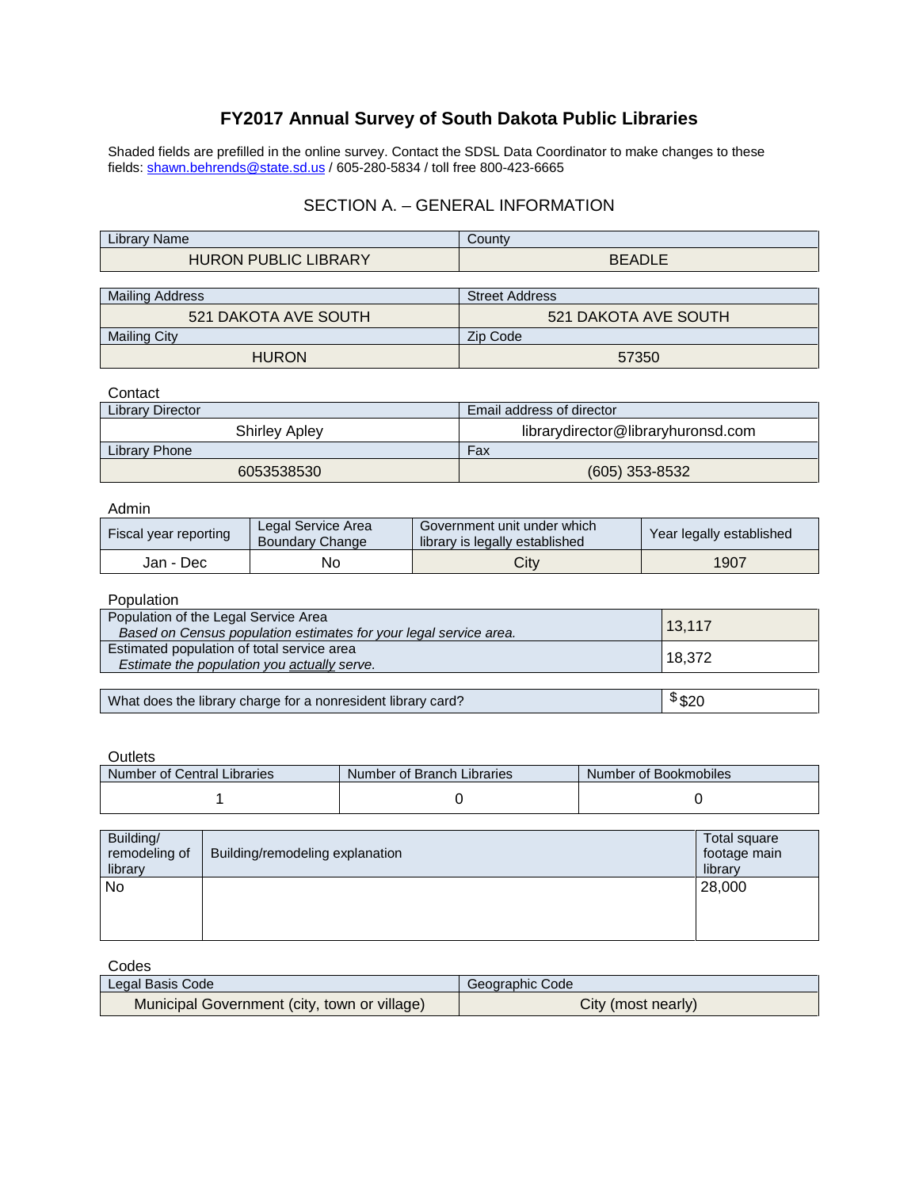# FY2017 Annual Survey of South Dakota Public Libraries

Shaded fields are prefilled in the online survey. Contact the SDSL Data Coordinator to make changes to these fields: shawn.behrends@state.sd.us / 605-280-5834 / toll free 800-423-6665

## SECTION A. – GENERAL INFORMATION

| Library Name | County |
|---|---|
| HURON PUBLIC LIBRARY | BEADLE |

| Mailing Address | Street Address |
|---|---|
| 521 DAKOTA AVE SOUTH | 521 DAKOTA AVE SOUTH |
| **Mailing City** | **Zip Code** |
| HURON | 57350 |

### Contact

| Library Director | Email address of director |
|---|---|
| Shirley Apley | librarydirector@libraryhuronsd.com |
| **Library Phone** | **Fax** |
| 6053538530 | (605) 353-8532 |

### Admin

| Fiscal year reporting | Legal Service Area Boundary Change | Government unit under which library is legally established | Year legally established |
|---|---|---|---|
| Jan - Dec | No | City | 1907 |

### Population

| | |
|---|---|
| Population of the Legal Service Area<br>*Based on Census population estimates for your legal service area.* | 13,117 |
| Estimated population of total service area<br>*Estimate the population you actually serve.* | 18,372 |

| | |
|---|---|
| What does the library charge for a nonresident library card? | $ $20 |

### Outlets

| Number of Central Libraries | Number of Branch Libraries | Number of Bookmobiles |
|---|---|---|
| 1 | 0 | 0 |

| Building/ remodeling of library | Building/remodeling explanation | Total square footage main library |
|---|---|---|
| No | | 28,000 |

### Codes

| Legal Basis Code | Geographic Code |
|---|---|
| Municipal Government (city, town or village) | City (most nearly) |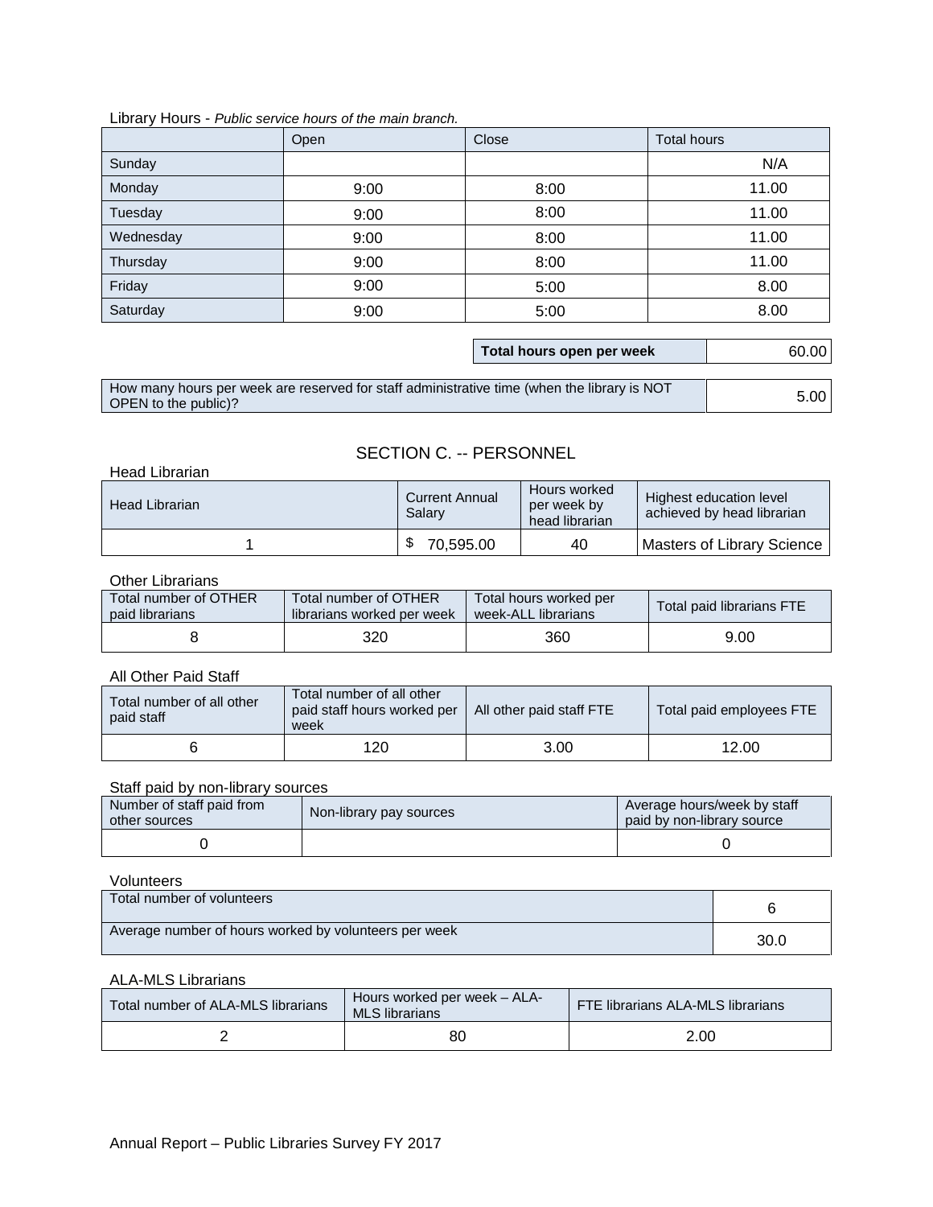Library Hours - *Public service hours of the main branch.*

| | Open | Close | Total hours |
|---|---|---|---|
| Sunday | | | N/A |
| Monday | 9:00 | 8:00 | 11.00 |
| Tuesday | 9:00 | 8:00 | 11.00 |
| Wednesday | 9:00 | 8:00 | 11.00 |
| Thursday | 9:00 | 8:00 | 11.00 |
| Friday | 9:00 | 5:00 | 8.00 |
| Saturday | 9:00 | 5:00 | 8.00 |

| **Total hours open per week** | 60.00 |
|---|---|

| How many hours per week are reserved for staff administrative time (when the library is NOT OPEN to the public)? | 5.00 |
|---|---|

## SECTION C. -- PERSONNEL

Head Librarian

| Head Librarian | Current Annual Salary | Hours worked per week by head librarian | Highest education level achieved by head librarian |
|---|---|---|---|
| 1 | $ 70,595.00 | 40 | Masters of Library Science |

Other Librarians

| Total number of OTHER paid librarians | Total number of OTHER librarians worked per week | Total hours worked per week-ALL librarians | Total paid librarians FTE |
|---|---|---|---|
| 8 | 320 | 360 | 9.00 |

All Other Paid Staff

| Total number of all other paid staff | Total number of all other paid staff hours worked per week | All other paid staff FTE | Total paid employees FTE |
|---|---|---|---|
| 6 | 120 | 3.00 | 12.00 |

Staff paid by non-library sources

| Number of staff paid from other sources | Non-library pay sources | Average hours/week by staff paid by non-library source |
|---|---|---|
| 0 | | 0 |

Volunteers

| Total number of volunteers | 6 |
|---|---|
| Average number of hours worked by volunteers per week | 30.0 |

ALA-MLS Librarians

| Total number of ALA-MLS librarians | Hours worked per week – ALA-MLS librarians | FTE librarians ALA-MLS librarians |
|---|---|---|
| 2 | 80 | 2.00 |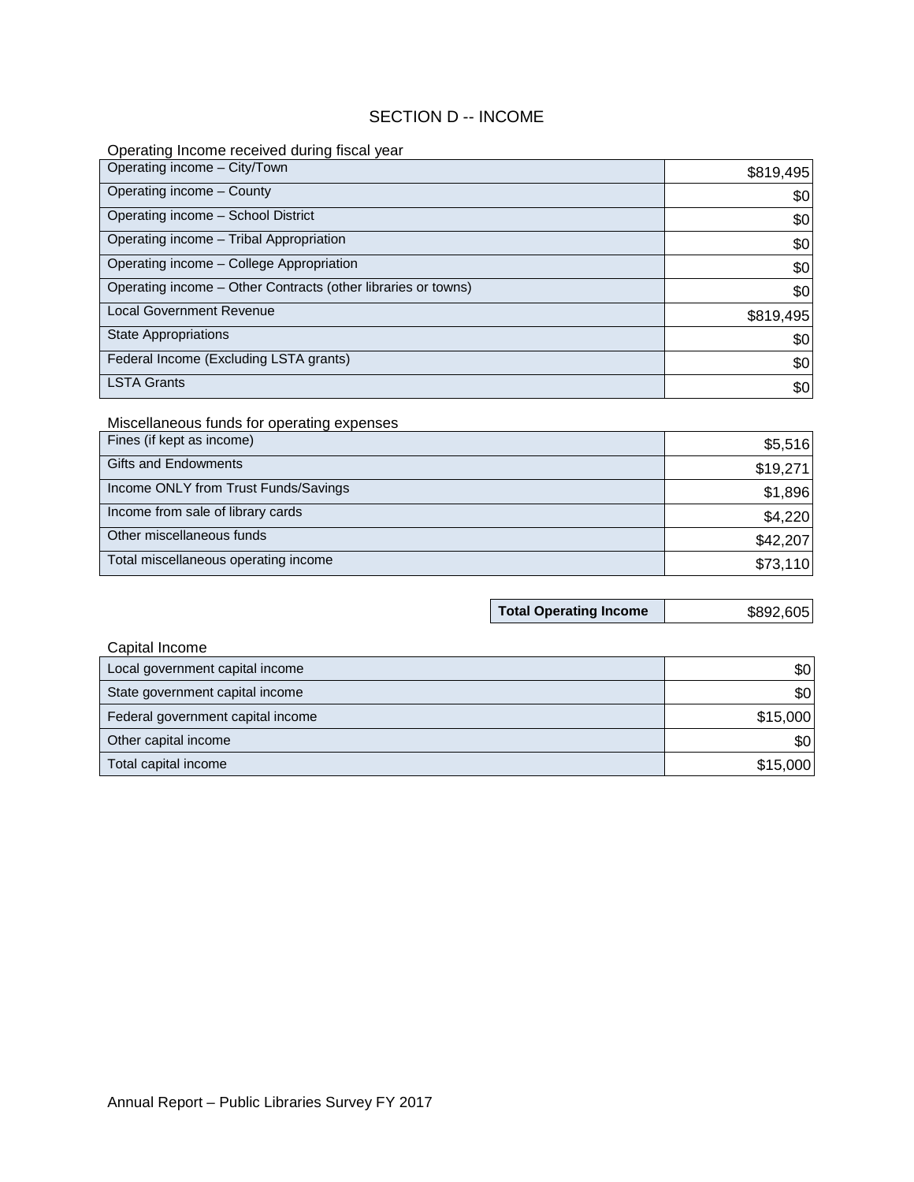# SECTION D -- INCOME

Operating Income received during fiscal year

| | |
|---|---|
| Operating income – City/Town | $819,495 |
| Operating income – County | $0 |
| Operating income – School District | $0 |
| Operating income – Tribal Appropriation | $0 |
| Operating income – College Appropriation | $0 |
| Operating income – Other Contracts (other libraries or towns) | $0 |
| Local Government Revenue | $819,495 |
| State Appropriations | $0 |
| Federal Income (Excluding LSTA grants) | $0 |
| LSTA Grants | $0 |

Miscellaneous funds for operating expenses

| | |
|---|---|
| Fines (if kept as income) | $5,516 |
| Gifts and Endowments | $19,271 |
| Income ONLY from Trust Funds/Savings | $1,896 |
| Income from sale of library cards | $4,220 |
| Other miscellaneous funds | $42,207 |
| Total miscellaneous operating income | $73,110 |

| | |
|---|---|
| **Total Operating Income** | $892,605 |

Capital Income

| | |
|---|---|
| Local government capital income | $0 |
| State government capital income | $0 |
| Federal government capital income | $15,000 |
| Other capital income | $0 |
| Total capital income | $15,000 |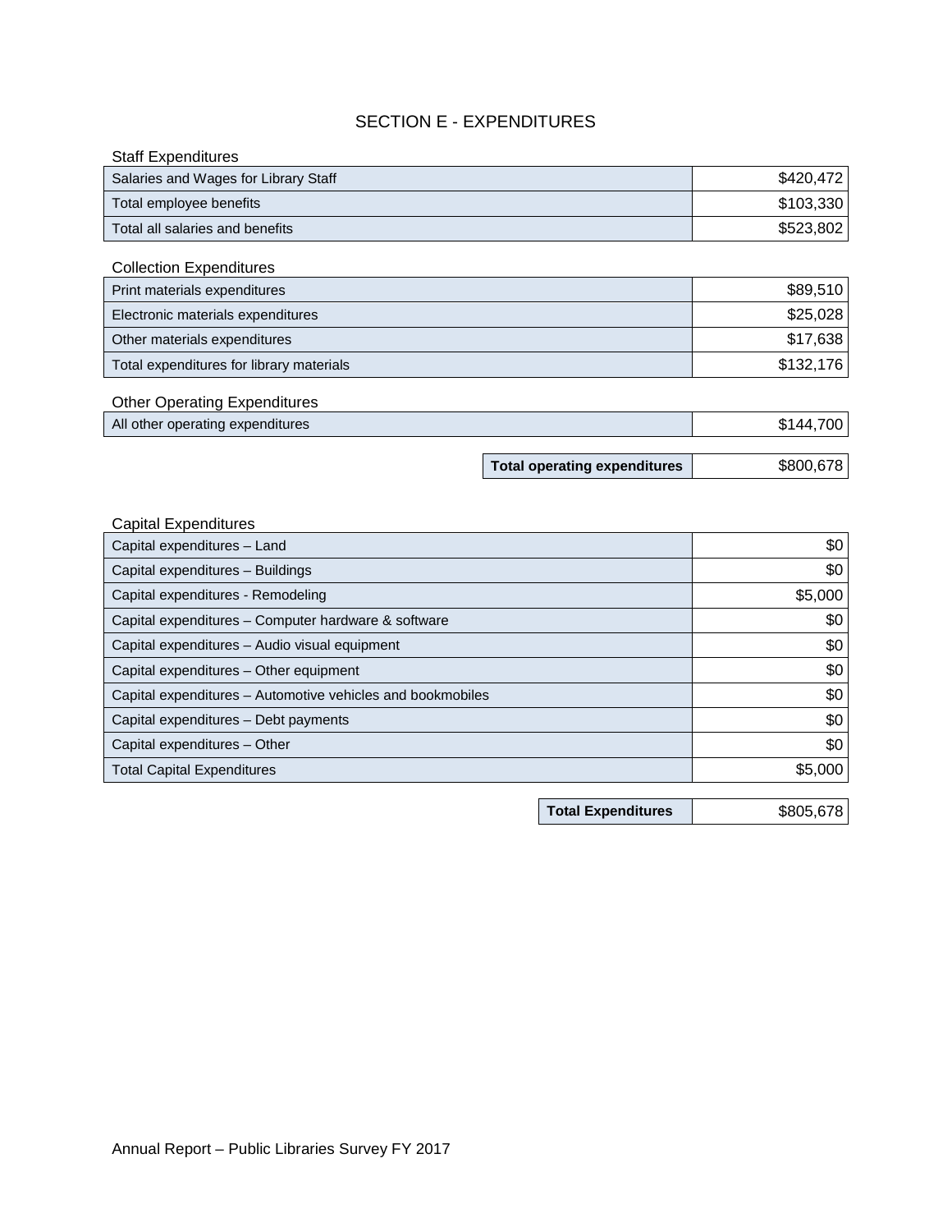# SECTION E - EXPENDITURES

Staff Expenditures

| | |
|---|---|
| Salaries and Wages for Library Staff | $420,472 |
| Total employee benefits | $103,330 |
| Total all salaries and benefits | $523,802 |

Collection Expenditures

| | |
|---|---|
| Print materials expenditures | $89,510 |
| Electronic materials expenditures | $25,028 |
| Other materials expenditures | $17,638 |
| Total expenditures for library materials | $132,176 |

Other Operating Expenditures

| | |
|---|---|
| All other operating expenditures | $144,700 |

| | |
|---|---|
| **Total operating expenditures** | $800,678 |

Capital Expenditures

| | |
|---|---|
| Capital expenditures – Land | $0 |
| Capital expenditures – Buildings | $0 |
| Capital expenditures - Remodeling | $5,000 |
| Capital expenditures – Computer hardware & software | $0 |
| Capital expenditures – Audio visual equipment | $0 |
| Capital expenditures – Other equipment | $0 |
| Capital expenditures – Automotive vehicles and bookmobiles | $0 |
| Capital expenditures – Debt payments | $0 |
| Capital expenditures – Other | $0 |
| Total Capital Expenditures | $5,000 |

| | |
|---|---|
| **Total Expenditures** | $805,678 |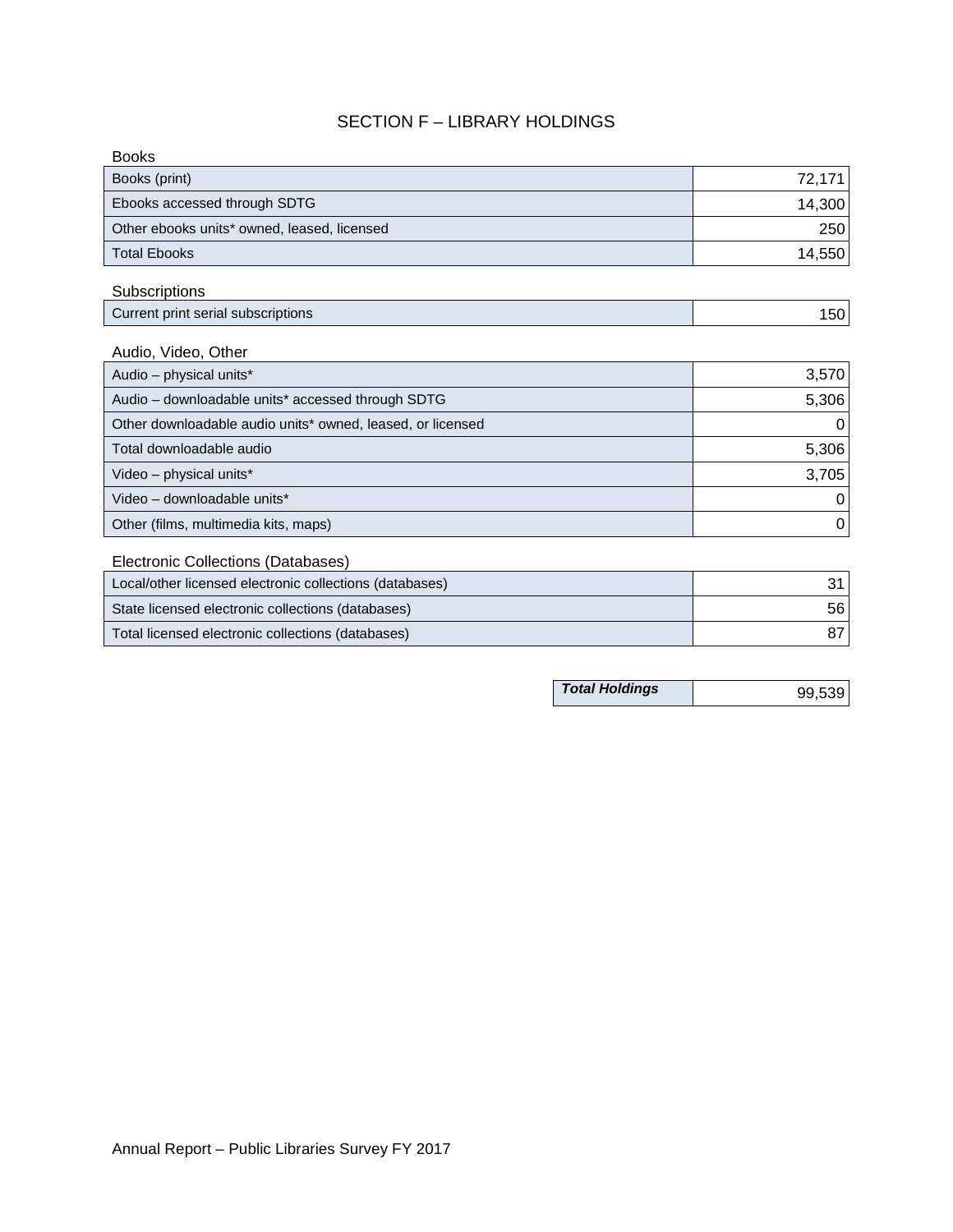# SECTION F – LIBRARY HOLDINGS

Books

| Books (print) | 72,171 |
| --- | --- |
| Ebooks accessed through SDTG | 14,300 |
| Other ebooks units* owned, leased, licensed | 250 |
| Total Ebooks | 14,550 |

Subscriptions

| Current print serial subscriptions | 150 |
| --- | --- |

Audio, Video, Other

| Audio – physical units* | 3,570 |
| --- | --- |
| Audio – downloadable units* accessed through SDTG | 5,306 |
| Other downloadable audio units* owned, leased, or licensed | 0 |
| Total downloadable audio | 5,306 |
| Video – physical units* | 3,705 |
| Video – downloadable units* | 0 |
| Other (films, multimedia kits, maps) | 0 |

Electronic Collections (Databases)

| Local/other licensed electronic collections (databases) | 31 |
| --- | --- |
| State licensed electronic collections (databases) | 56 |
| Total licensed electronic collections (databases) | 87 |

| ***Total Holdings*** | 99,539 |
| --- | --- |

Annual Report – Public Libraries Survey FY 2017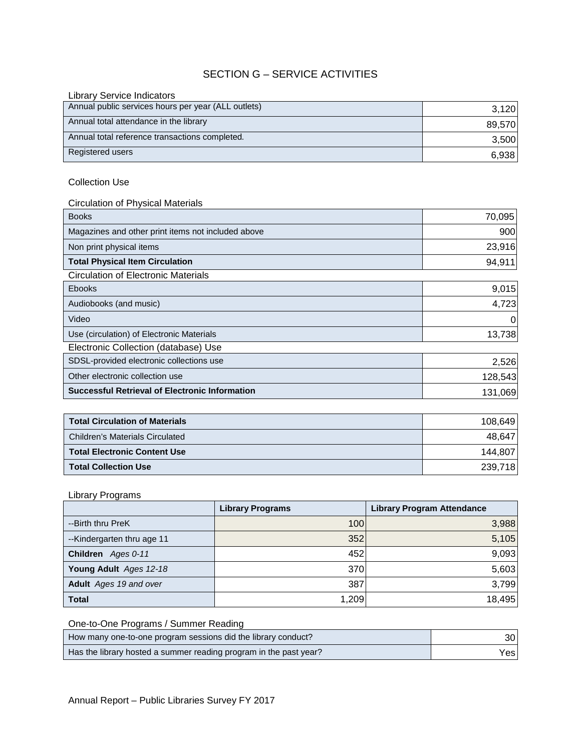# SECTION G – SERVICE ACTIVITIES

Library Service Indicators

| | |
|---|---|
| Annual public services hours per year (ALL outlets) | 3,120 |
| Annual total attendance in the library | 89,570 |
| Annual total reference transactions completed. | 3,500 |
| Registered users | 6,938 |

## Collection Use

Circulation of Physical Materials

| | |
|---|---|
| Books | 70,095 |
| Magazines and other print items not included above | 900 |
| Non print physical items | 23,916 |
| **Total Physical Item Circulation** | 94,911 |

Circulation of Electronic Materials

| | |
|---|---|
| Ebooks | 9,015 |
| Audiobooks (and music) | 4,723 |
| Video | 0 |
| Use (circulation) of Electronic Materials | 13,738 |

Electronic Collection (database) Use

| | |
|---|---|
| SDSL-provided electronic collections use | 2,526 |
| Other electronic collection use | 128,543 |
| **Successful Retrieval of Electronic Information** | 131,069 |

| | |
|---|---|
| **Total Circulation of Materials** | 108,649 |
| Children's Materials Circulated | 48,647 |
| **Total Electronic Content Use** | 144,807 |
| **Total Collection Use** | 239,718 |

Library Programs

| | **Library Programs** | **Library Program Attendance** |
|---|---|---|
| --Birth thru PreK | 100 | 3,988 |
| --Kindergarten thru age 11 | 352 | 5,105 |
| **Children** *Ages 0-11* | 452 | 9,093 |
| **Young Adult** *Ages 12-18* | 370 | 5,603 |
| **Adult** *Ages 19 and over* | 387 | 3,799 |
| **Total** | 1,209 | 18,495 |

One-to-One Programs / Summer Reading

| | |
|---|---|
| How many one-to-one program sessions did the library conduct? | 30 |
| Has the library hosted a summer reading program in the past year? | Yes |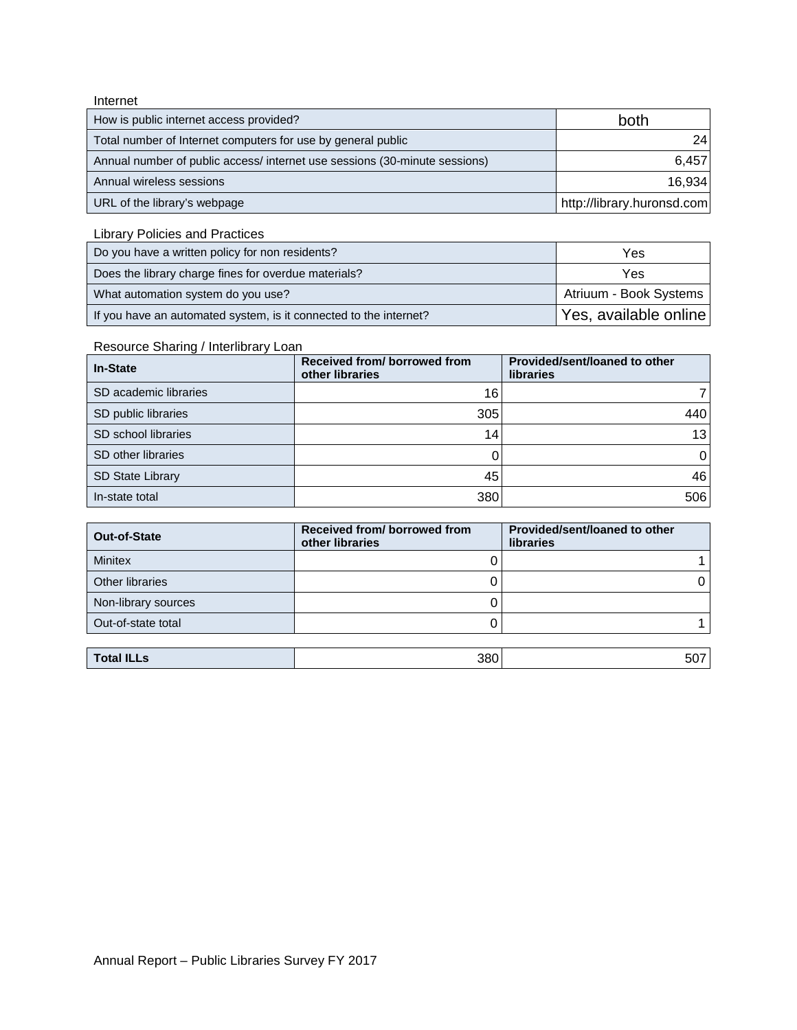Internet

| | |
|---|---|
| How is public internet access provided? | both |
| Total number of Internet computers for use by general public | 24 |
| Annual number of public access/ internet use sessions (30-minute sessions) | 6,457 |
| Annual wireless sessions | 16,934 |
| URL of the library's webpage | http://library.huronsd.com |

Library Policies and Practices

| | |
|---|---|
| Do you have a written policy for non residents? | Yes |
| Does the library charge fines for overdue materials? | Yes |
| What automation system do you use? | Atriuum - Book Systems |
| If you have an automated system, is it connected to the internet? | Yes, available online |

Resource Sharing / Interlibrary Loan

| **In-State** | **Received from/ borrowed from other libraries** | **Provided/sent/loaned to other libraries** |
|---|---|---|
| SD academic libraries | 16 | 7 |
| SD public libraries | 305 | 440 |
| SD school libraries | 14 | 13 |
| SD other libraries | 0 | 0 |
| SD State Library | 45 | 46 |
| In-state total | 380 | 506 |

| **Out-of-State** | **Received from/ borrowed from other libraries** | **Provided/sent/loaned to other libraries** |
|---|---|---|
| Minitex | 0 | 1 |
| Other libraries | 0 | 0 |
| Non-library sources | 0 | |
| Out-of-state total | 0 | 1 |

| | | |
|---|---|---|
| **Total ILLs** | 380 | 507 |

Annual Report – Public Libraries Survey FY 2017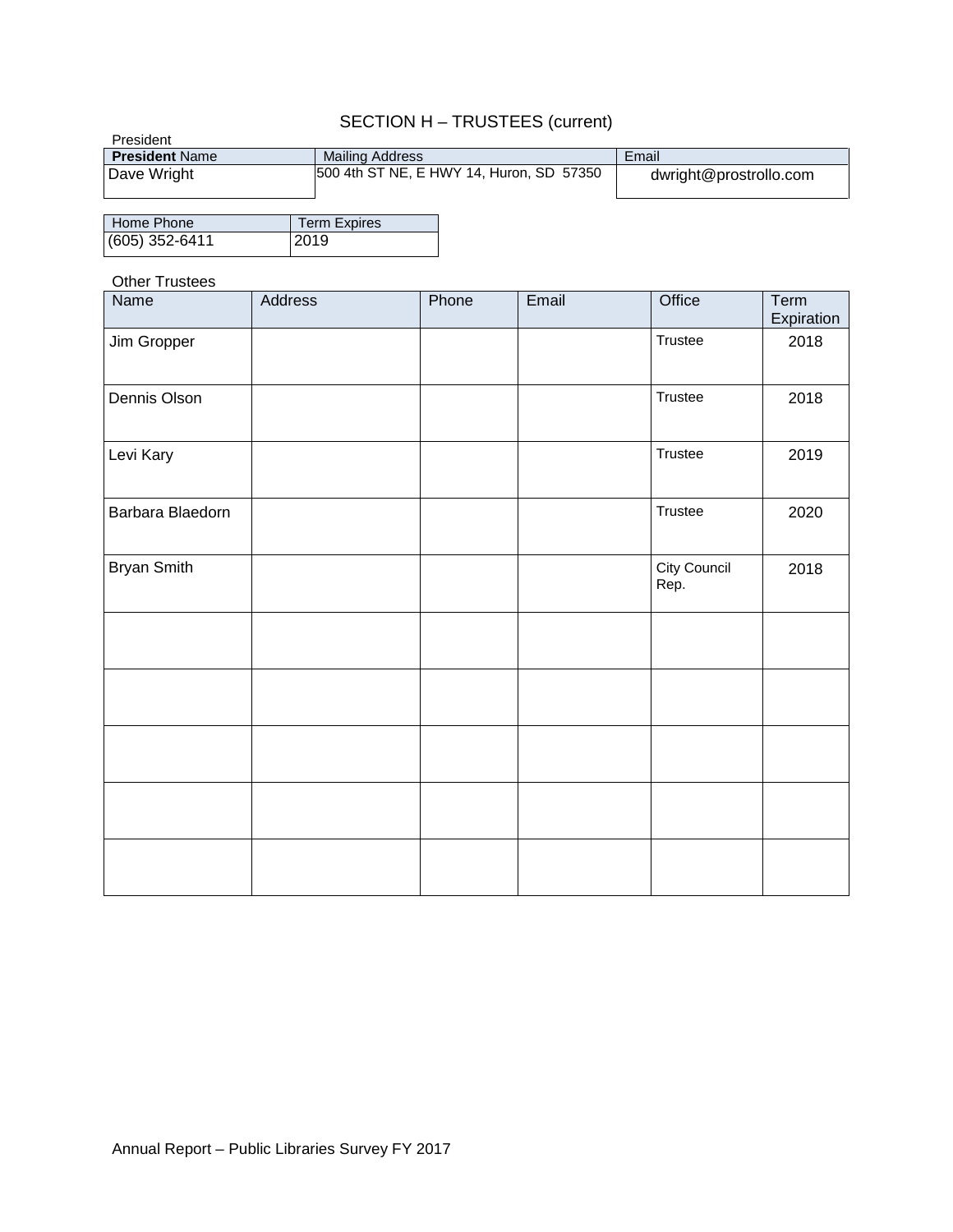# SECTION H – TRUSTEES (current)

President

| **President** Name | Mailing Address | Email |
|---|---|---|
| Dave Wright | 500 4th ST NE, E HWY 14, Huron, SD 57350 | dwright@prostrollo.com |

| Home Phone | Term Expires |
|---|---|
| (605) 352-6411 | 2019 |

Other Trustees

| Name | Address | Phone | Email | Office | Term Expiration |
|---|---|---|---|---|---|
| Jim Gropper | | | | Trustee | 2018 |
| Dennis Olson | | | | Trustee | 2018 |
| Levi Kary | | | | Trustee | 2019 |
| Barbara Blaedorn | | | | Trustee | 2020 |
| Bryan Smith | | | | City Council Rep. | 2018 |
| | | | | | |
| | | | | | |
| | | | | | |
| | | | | | |
| | | | | | |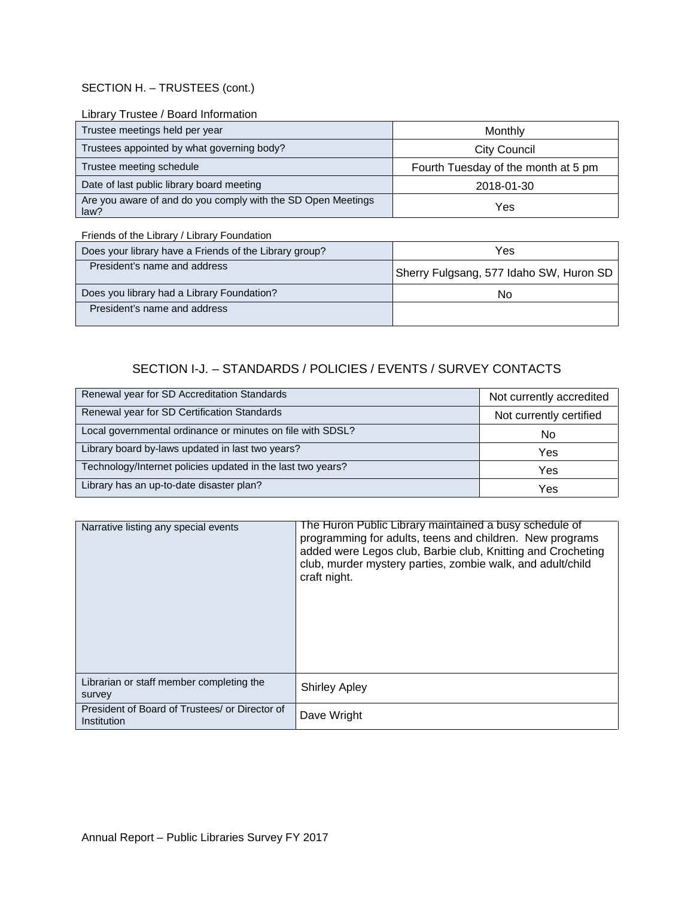SECTION H. – TRUSTEES (cont.)

Library Trustee / Board Information

| | |
|---|---|
| Trustee meetings held per year | Monthly |
| Trustees appointed by what governing body? | City Council |
| Trustee meeting schedule | Fourth Tuesday of the month at 5 pm |
| Date of last public library board meeting | 2018-01-30 |
| Are you aware of and do you comply with the SD Open Meetings law? | Yes |

Friends of the Library / Library Foundation

| | |
|---|---|
| Does your library have a Friends of the Library group? | Yes |
| President's name and address | Sherry Fulgsang, 577 Idaho SW, Huron SD |
| Does you library had a Library Foundation? | No |
| President's name and address | |

## SECTION I-J. – STANDARDS / POLICIES / EVENTS / SURVEY CONTACTS

| | |
|---|---|
| Renewal year for SD Accreditation Standards | Not currently accredited |
| Renewal year for SD Certification Standards | Not currently certified |
| Local governmental ordinance or minutes on file with SDSL? | No |
| Library board by-laws updated in last two years? | Yes |
| Technology/Internet policies updated in the last two years? | Yes |
| Library has an up-to-date disaster plan? | Yes |

| | |
|---|---|
| Narrative listing any special events | The Huron Public Library maintained a busy schedule of programming for adults, teens and children. New programs added were Legos club, Barbie club, Knitting and Crocheting club, murder mystery parties, zombie walk, and adult/child craft night. |
| Librarian or staff member completing the survey | Shirley Apley |
| President of Board of Trustees/ or Director of Institution | Dave Wright |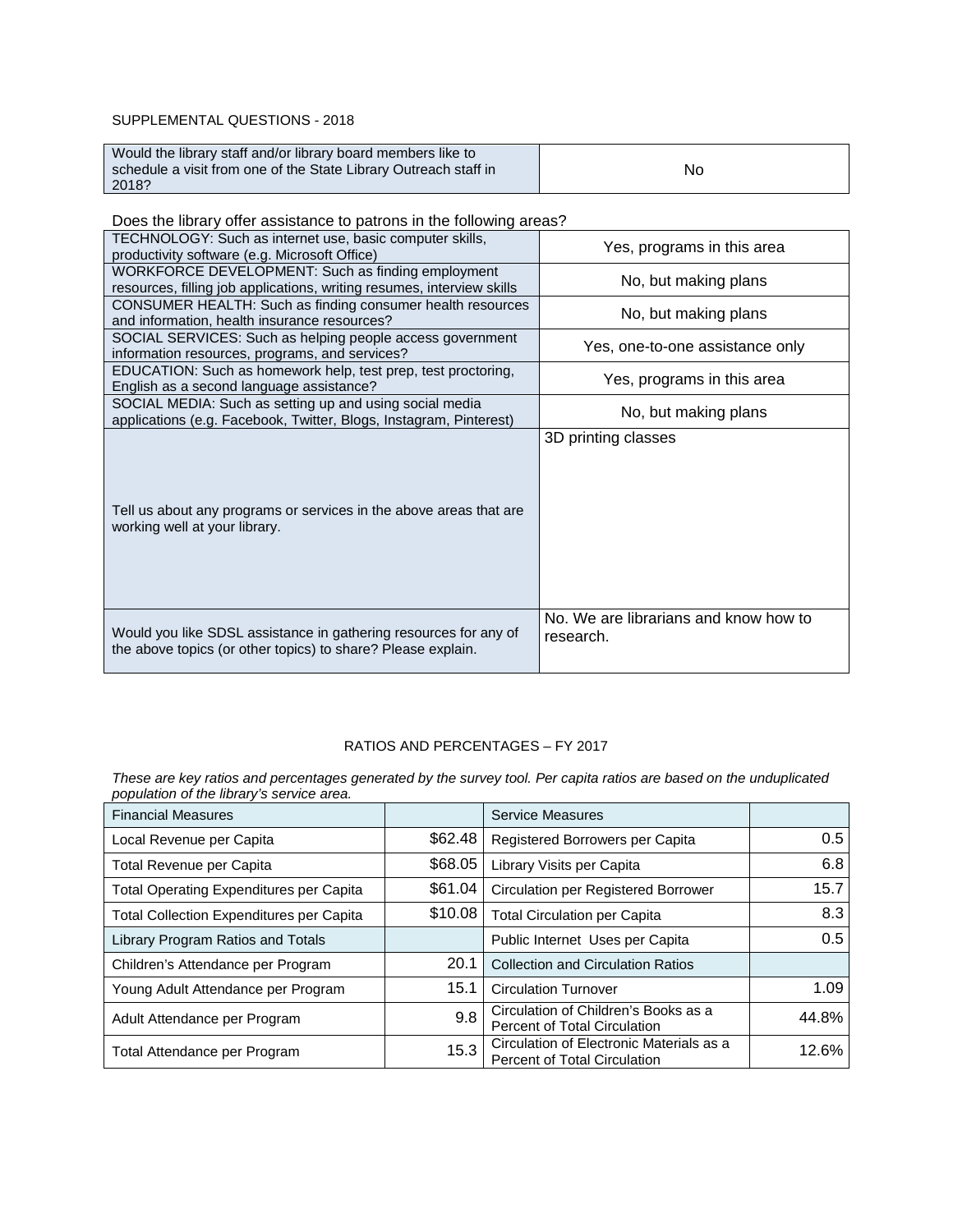SUPPLEMENTAL QUESTIONS - 2018

| Would the library staff and/or library board members like to schedule a visit from one of the State Library Outreach staff in 2018? | No |
|---|---|

Does the library offer assistance to patrons in the following areas?

| | |
|---|---|
| TECHNOLOGY: Such as internet use, basic computer skills, productivity software (e.g. Microsoft Office) | Yes, programs in this area |
| WORKFORCE DEVELOPMENT: Such as finding employment resources, filling job applications, writing resumes, interview skills | No, but making plans |
| CONSUMER HEALTH: Such as finding consumer health resources and information, health insurance resources? | No, but making plans |
| SOCIAL SERVICES: Such as helping people access government information resources, programs, and services? | Yes, one-to-one assistance only |
| EDUCATION: Such as homework help, test prep, test proctoring, English as a second language assistance? | Yes, programs in this area |
| SOCIAL MEDIA: Such as setting up and using social media applications (e.g. Facebook, Twitter, Blogs, Instagram, Pinterest) | No, but making plans |
| Tell us about any programs or services in the above areas that are working well at your library. | 3D printing classes |
| Would you like SDSL assistance in gathering resources for any of the above topics (or other topics) to share? Please explain. | No. We are librarians and know how to research. |

RATIOS AND PERCENTAGES – FY 2017

*These are key ratios and percentages generated by the survey tool. Per capita ratios are based on the unduplicated population of the library's service area.*

| Financial Measures | | Service Measures | |
|---|---|---|---|
| Local Revenue per Capita | $62.48 | Registered Borrowers per Capita | 0.5 |
| Total Revenue per Capita | $68.05 | Library Visits per Capita | 6.8 |
| Total Operating Expenditures per Capita | $61.04 | Circulation per Registered Borrower | 15.7 |
| Total Collection Expenditures per Capita | $10.08 | Total Circulation per Capita | 8.3 |
| Library Program Ratios and Totals | | Public Internet Uses per Capita | 0.5 |
| Children's Attendance per Program | 20.1 | Collection and Circulation Ratios | |
| Young Adult Attendance per Program | 15.1 | Circulation Turnover | 1.09 |
| Adult Attendance per Program | 9.8 | Circulation of Children's Books as a Percent of Total Circulation | 44.8% |
| Total Attendance per Program | 15.3 | Circulation of Electronic Materials as a Percent of Total Circulation | 12.6% |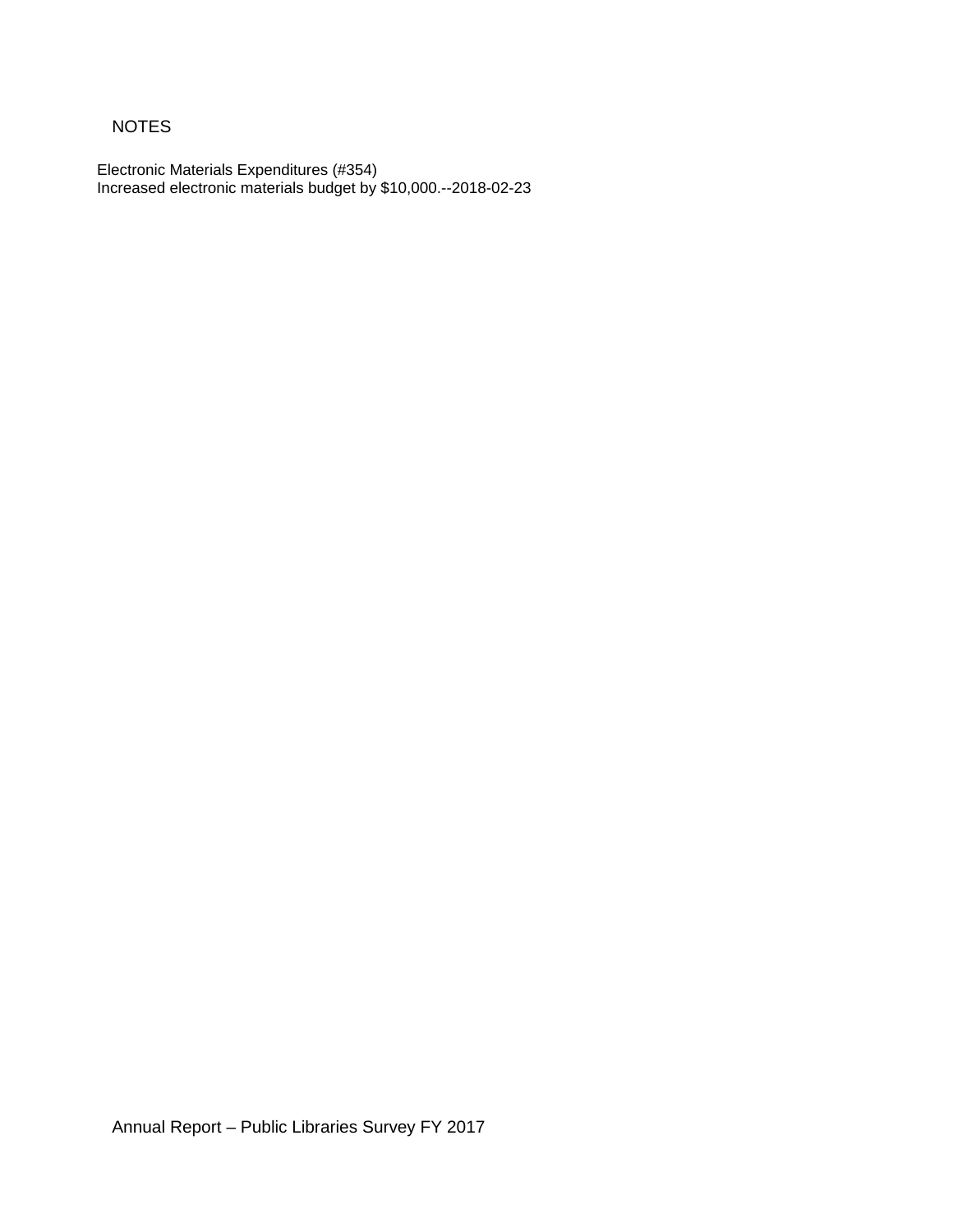# NOTES

Electronic Materials Expenditures (#354)
Increased electronic materials budget by $10,000.--2018-02-23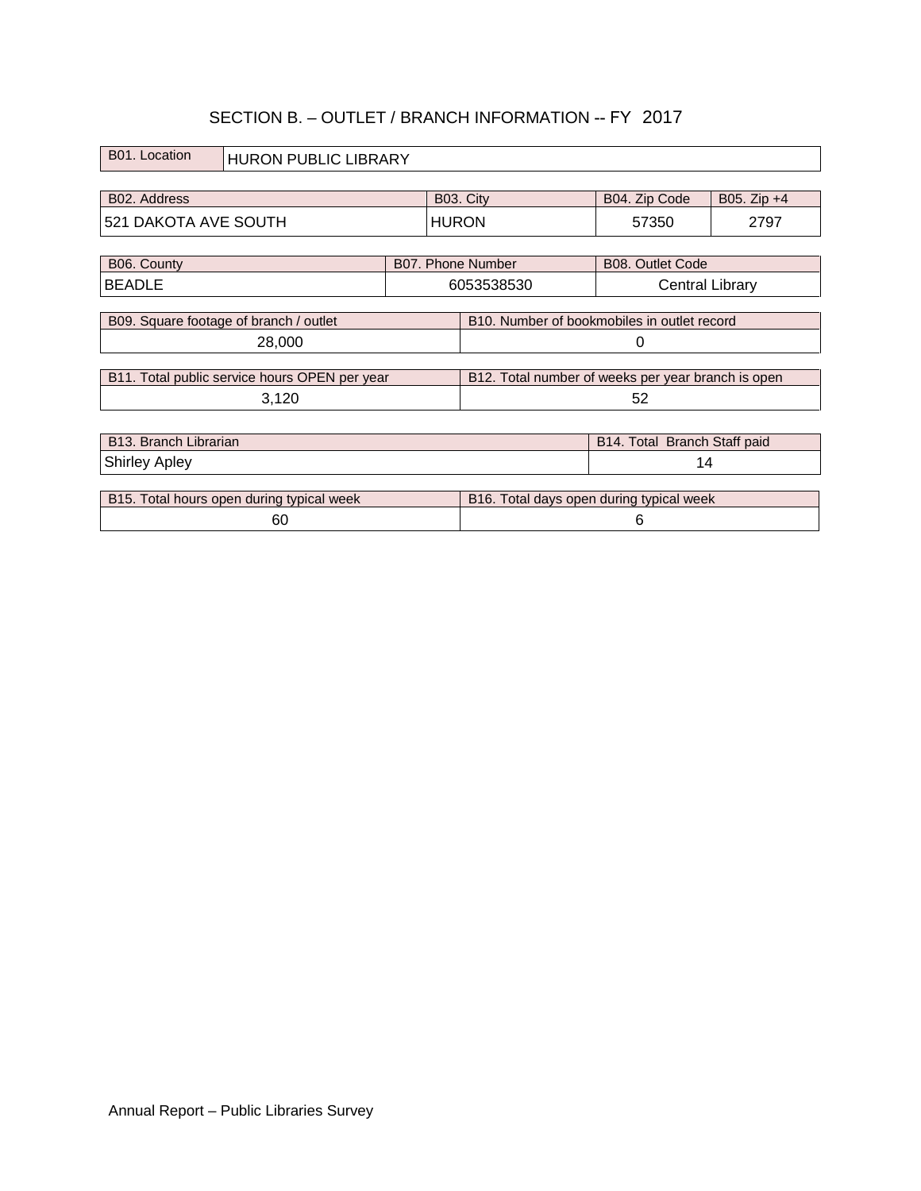## SECTION B. – OUTLET / BRANCH INFORMATION -- FY 2017

| B01. Location | HURON PUBLIC LIBRARY |
|---|---|

| B02. Address | B03. City | B04. Zip Code | B05. Zip +4 |
|---|---|---|---|
| 521 DAKOTA AVE SOUTH | HURON | 57350 | 2797 |

| B06. County | B07. Phone Number | B08. Outlet Code |
|---|---|---|
| BEADLE | 6053538530 | Central Library |

| B09. Square footage of branch / outlet | B10. Number of bookmobiles in outlet record |
|---|---|
| 28,000 | 0 |

| B11. Total public service hours OPEN per year | B12. Total number of weeks per year branch is open |
|---|---|
| 3,120 | 52 |

| B13. Branch Librarian | B14. Total Branch Staff paid |
|---|---|
| Shirley Apley | 14 |

| B15. Total hours open during typical week | B16. Total days open during typical week |
|---|---|
| 60 | 6 |

Annual Report – Public Libraries Survey